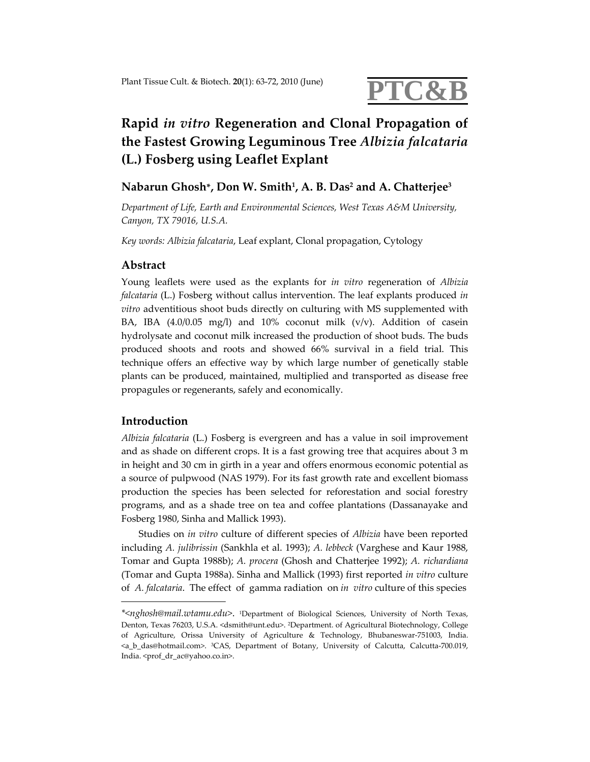# Rapid *in vitro* Regeneration and Clonal Propagation of the Fastest Growing Leguminous Tree *Albizia falcataria* (L.) Fosberg using Leaflet Explant

**Nabarun Ghosh\*, Don W. Smith[1], A. B. Das[2] and A. Chatterjee[3]**

*Department of Life, Earth and Environmental Sciences, West Texas A&M University, Canyon, TX 79016, U.S.A.*

*Key words: Albizia falcataria*, Leaf explant, Clonal propagation, Cytology

## Abstract

Young leaflets were used as the explants for *in vitro* regeneration of *Albizia falcataria* (L.) Fosberg without callus intervention. The leaf explants produced *in vitro* adventitious shoot buds directly on culturing with MS supplemented with BA, IBA (4.0/0.05 mg/l) and 10% coconut milk (v/v). Addition of casein hydrolysate and coconut milk increased the production of shoot buds. The buds produced shoots and roots and showed 66% survival in a field trial. This technique offers an effective way by which large number of genetically stable plants can be produced, maintained, multiplied and transported as disease free propagules or regenerants, safely and economically.

## Introduction

*Albizia falcataria* (L.) Fosberg is evergreen and has a value in soil improvement and as shade on different crops. It is a fast growing tree that acquires about 3 m in height and 30 cm in girth in a year and offers enormous economic potential as a source of pulpwood (NAS 1979). For its fast growth rate and excellent biomass production the species has been selected for reforestation and social forestry programs, and as a shade tree on tea and coffee plantations (Dassanayake and Fosberg 1980, Sinha and Mallick 1993).

Studies on *in vitro* culture of different species of *Albizia* have been reported including *A. julibrissin* (Sankhla et al. 1993); *A. lebbeck* (Varghese and Kaur 1988, Tomar and Gupta 1988b); *A. procera* (Ghosh and Chatterjee 1992); *A. richardiana* (Tomar and Gupta 1988a). Sinha and Mallick (1993) first reported *in vitro* culture of *A. falcataria*. The effect of gamma radiation on *in vitro* culture of this species

---

\*<*nghosh@mail.wtamu.edu*>. [1]Department of Biological Sciences, University of North Texas, Denton, Texas 76203, U.S.A. <dsmith@unt.edu>. [2]Department. of Agricultural Biotechnology, College of Agriculture, Orissa University of Agriculture & Technology, Bhubaneswar-751003, India. <a_b_das@hotmail.com>. [3]CAS, Department of Botany, University of Calcutta, Calcutta-700.019, India. <prof_dr_ac@yahoo.co.in>.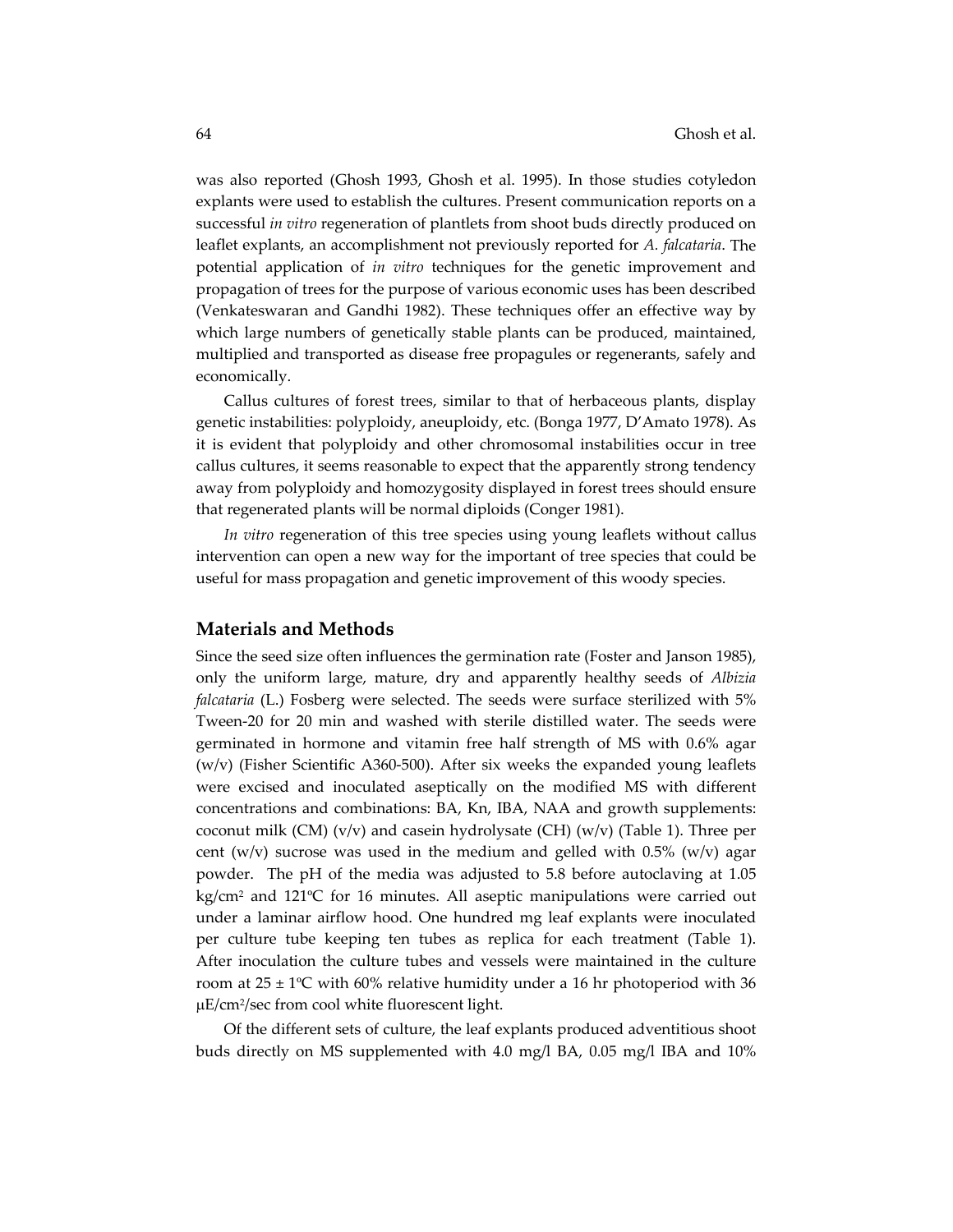was also reported (Ghosh 1993, Ghosh et al. 1995). In those studies cotyledon explants were used to establish the cultures. Present communication reports on a successful *in vitro* regeneration of plantlets from shoot buds directly produced on leaflet explants, an accomplishment not previously reported for *A. falcataria*. The potential application of *in vitro* techniques for the genetic improvement and propagation of trees for the purpose of various economic uses has been described (Venkateswaran and Gandhi 1982). These techniques offer an effective way by which large numbers of genetically stable plants can be produced, maintained, multiplied and transported as disease free propagules or regenerants, safely and economically.

Callus cultures of forest trees, similar to that of herbaceous plants, display genetic instabilities: polyploidy, aneuploidy, etc. (Bonga 1977, D'Amato 1978). As it is evident that polyploidy and other chromosomal instabilities occur in tree callus cultures, it seems reasonable to expect that the apparently strong tendency away from polyploidy and homozygosity displayed in forest trees should ensure that regenerated plants will be normal diploids (Conger 1981).

*In vitro* regeneration of this tree species using young leaflets without callus intervention can open a new way for the important of tree species that could be useful for mass propagation and genetic improvement of this woody species.

## Materials and Methods

Since the seed size often influences the germination rate (Foster and Janson 1985), only the uniform large, mature, dry and apparently healthy seeds of *Albizia falcataria* (L.) Fosberg were selected. The seeds were surface sterilized with 5% Tween-20 for 20 min and washed with sterile distilled water. The seeds were germinated in hormone and vitamin free half strength of MS with 0.6% agar (w/v) (Fisher Scientific A360-500). After six weeks the expanded young leaflets were excised and inoculated aseptically on the modified MS with different concentrations and combinations: BA, Kn, IBA, NAA and growth supplements: coconut milk (CM) (v/v) and casein hydrolysate (CH) (w/v) (Table 1). Three per cent (w/v) sucrose was used in the medium and gelled with 0.5% (w/v) agar powder. The pH of the media was adjusted to 5.8 before autoclaving at 1.05 kg/cm$^2$ and 121ºC for 16 minutes. All aseptic manipulations were carried out under a laminar airflow hood. One hundred mg leaf explants were inoculated per culture tube keeping ten tubes as replica for each treatment (Table 1). After inoculation the culture tubes and vessels were maintained in the culture room at 25 ± 1ºC with 60% relative humidity under a 16 hr photoperiod with 36 μE/cm$^2$/sec from cool white fluorescent light.

Of the different sets of culture, the leaf explants produced adventitious shoot buds directly on MS supplemented with 4.0 mg/l BA, 0.05 mg/l IBA and 10%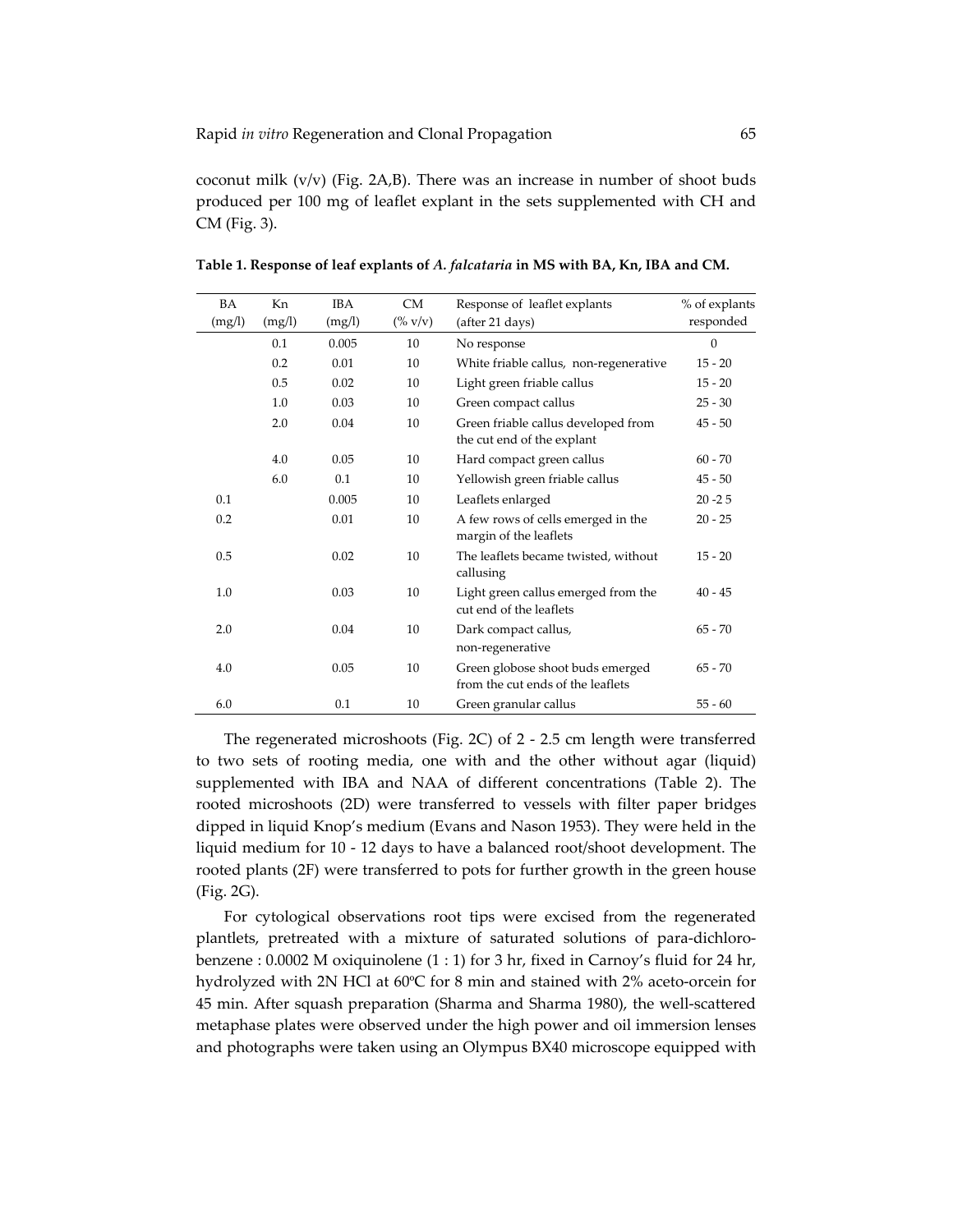coconut milk (v/v) (Fig. 2A,B). There was an increase in number of shoot buds produced per 100 mg of leaflet explant in the sets supplemented with CH and CM (Fig. 3).

**Table 1. Response of leaf explants of *A. falcataria* in MS with BA, Kn, IBA and CM.**

| BA (mg/l) | Kn (mg/l) | IBA (mg/l) | CM (% v/v) | Response of leaflet explants (after 21 days) | % of explants responded |
|---|---|---|---|---|---|
| | 0.1 | 0.005 | 10 | No response | 0 |
| | 0.2 | 0.01 | 10 | White friable callus, non-regenerative | 15 - 20 |
| | 0.5 | 0.02 | 10 | Light green friable callus | 15 - 20 |
| | 1.0 | 0.03 | 10 | Green compact callus | 25 - 30 |
| | 2.0 | 0.04 | 10 | Green friable callus developed from the cut end of the explant | 45 - 50 |
| | 4.0 | 0.05 | 10 | Hard compact green callus | 60 - 70 |
| | 6.0 | 0.1 | 10 | Yellowish green friable callus | 45 - 50 |
| 0.1 | | 0.005 | 10 | Leaflets enlarged | 20 -2 5 |
| 0.2 | | 0.01 | 10 | A few rows of cells emerged in the margin of the leaflets | 20 - 25 |
| 0.5 | | 0.02 | 10 | The leaflets became twisted, without callusing | 15 - 20 |
| 1.0 | | 0.03 | 10 | Light green callus emerged from the cut end of the leaflets | 40 - 45 |
| 2.0 | | 0.04 | 10 | Dark compact callus, non-regenerative | 65 - 70 |
| 4.0 | | 0.05 | 10 | Green globose shoot buds emerged from the cut ends of the leaflets | 65 - 70 |
| 6.0 | | 0.1 | 10 | Green granular callus | 55 - 60 |

The regenerated microshoots (Fig. 2C) of 2 - 2.5 cm length were transferred to two sets of rooting media, one with and the other without agar (liquid) supplemented with IBA and NAA of different concentrations (Table 2). The rooted microshoots (2D) were transferred to vessels with filter paper bridges dipped in liquid Knop's medium (Evans and Nason 1953). They were held in the liquid medium for 10 - 12 days to have a balanced root/shoot development. The rooted plants (2F) were transferred to pots for further growth in the green house (Fig. 2G).

For cytological observations root tips were excised from the regenerated plantlets, pretreated with a mixture of saturated solutions of para-dichlorobenzene : 0.0002 M oxiquinolene (1 : 1) for 3 hr, fixed in Carnoy's fluid for 24 hr, hydrolyzed with 2N HCl at 60ºC for 8 min and stained with 2% aceto-orcein for 45 min. After squash preparation (Sharma and Sharma 1980), the well-scattered metaphase plates were observed under the high power and oil immersion lenses and photographs were taken using an Olympus BX40 microscope equipped with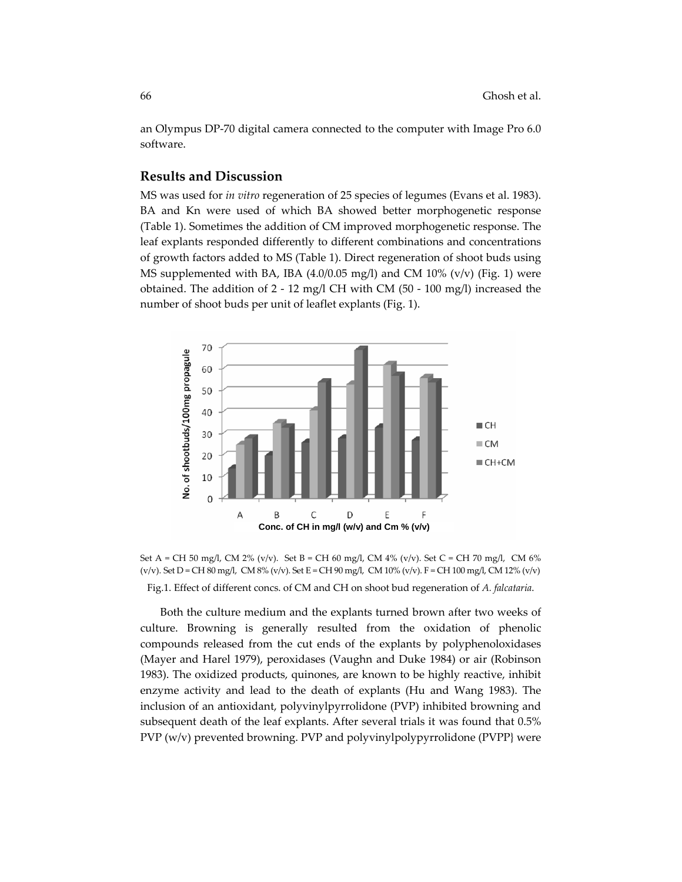an Olympus DP-70 digital camera connected to the computer with Image Pro 6.0 software.

## Results and Discussion

MS was used for *in vitro* regeneration of 25 species of legumes (Evans et al. 1983). BA and Kn were used of which BA showed better morphogenetic response (Table 1). Sometimes the addition of CM improved morphogenetic response. The leaf explants responded differently to different combinations and concentrations of growth factors added to MS (Table 1). Direct regeneration of shoot buds using MS supplemented with BA, IBA (4.0/0.05 mg/l) and CM 10% (v/v) (Fig. 1) were obtained. The addition of 2 - 12 mg/l CH with CM (50 - 100 mg/l) increased the number of shoot buds per unit of leaflet explants (Fig. 1).

Set A = CH 50 mg/l, CM 2% (v/v). Set B = CH 60 mg/l, CM 4% (v/v). Set C = CH 70 mg/l, CM 6% (v/v). Set D = CH 80 mg/l, CM 8% (v/v). Set E = CH 90 mg/l, CM 10% (v/v). F = CH 100 mg/l, CM 12% (v/v)

Fig.1. Effect of different concs. of CM and CH on shoot bud regeneration of *A. falcataria*.

Both the culture medium and the explants turned brown after two weeks of culture. Browning is generally resulted from the oxidation of phenolic compounds released from the cut ends of the explants by polyphenoloxidases (Mayer and Harel 1979), peroxidases (Vaughn and Duke 1984) or air (Robinson 1983). The oxidized products, quinones, are known to be highly reactive, inhibit enzyme activity and lead to the death of explants (Hu and Wang 1983). The inclusion of an antioxidant, polyvinylpyrrolidone (PVP) inhibited browning and subsequent death of the leaf explants. After several trials it was found that 0.5% PVP (w/v) prevented browning. PVP and polyvinylpolypyrrolidone (PVPP} were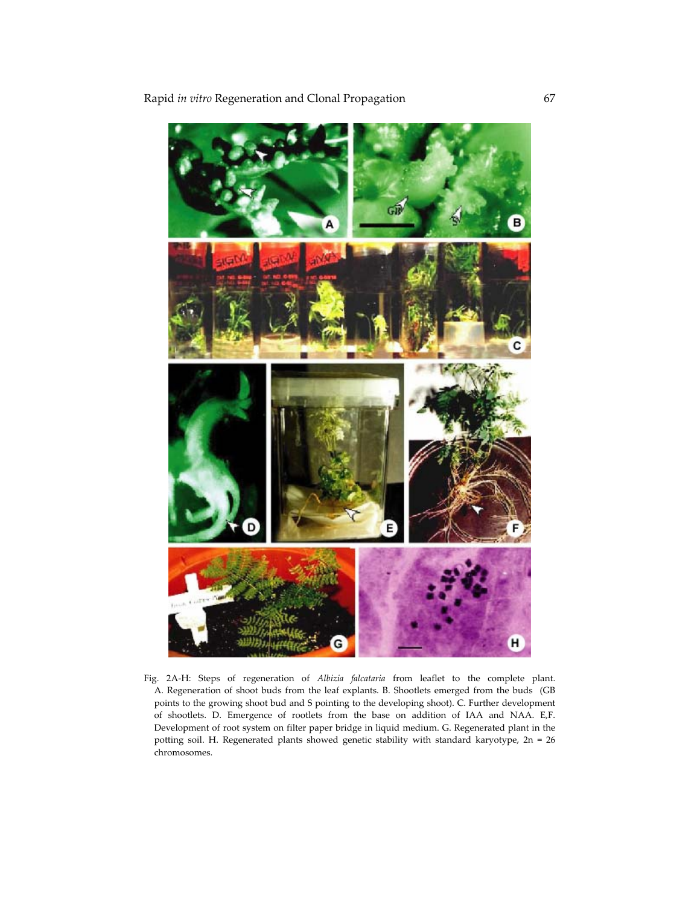Fig. 2A-H: Steps of regeneration of *Albizia falcataria* from leaflet to the complete plant. A. Regeneration of shoot buds from the leaf explants. B. Shootlets emerged from the buds (GB points to the growing shoot bud and S pointing to the developing shoot). C. Further development of shootlets. D. Emergence of rootlets from the base on addition of IAA and NAA. E,F. Development of root system on filter paper bridge in liquid medium. G. Regenerated plant in the potting soil. H. Regenerated plants showed genetic stability with standard karyotype, 2n = 26 chromosomes.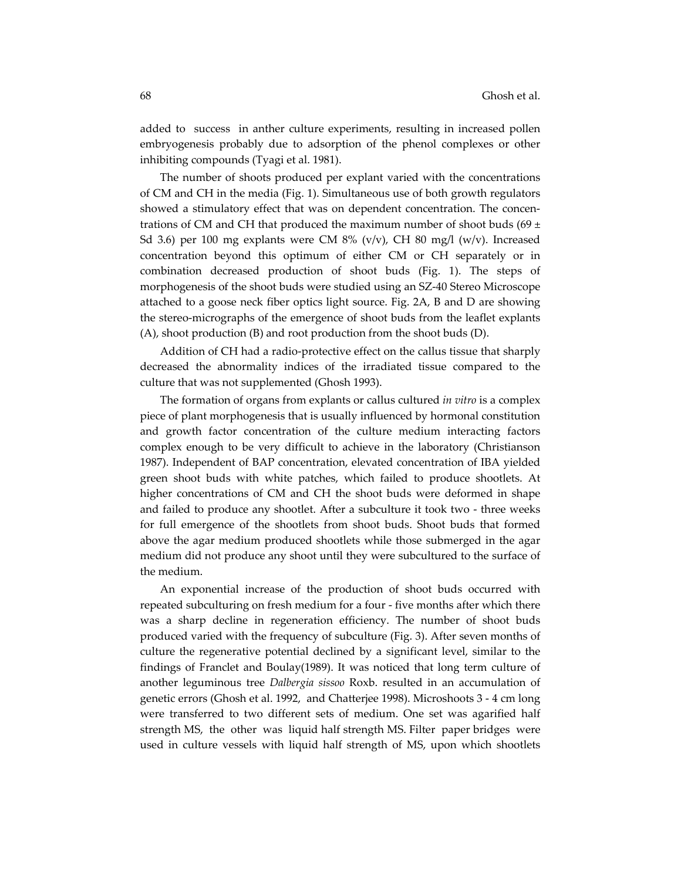added to success in anther culture experiments, resulting in increased pollen embryogenesis probably due to adsorption of the phenol complexes or other inhibiting compounds (Tyagi et al. 1981).

The number of shoots produced per explant varied with the concentrations of CM and CH in the media (Fig. 1). Simultaneous use of both growth regulators showed a stimulatory effect that was on dependent concentration. The concentrations of CM and CH that produced the maximum number of shoot buds (69 ± Sd 3.6) per 100 mg explants were CM 8% (v/v), CH 80 mg/l (w/v). Increased concentration beyond this optimum of either CM or CH separately or in combination decreased production of shoot buds (Fig. 1). The steps of morphogenesis of the shoot buds were studied using an SZ-40 Stereo Microscope attached to a goose neck fiber optics light source. Fig. 2A, B and D are showing the stereo-micrographs of the emergence of shoot buds from the leaflet explants (A), shoot production (B) and root production from the shoot buds (D).

Addition of CH had a radio-protective effect on the callus tissue that sharply decreased the abnormality indices of the irradiated tissue compared to the culture that was not supplemented (Ghosh 1993).

The formation of organs from explants or callus cultured *in vitro* is a complex piece of plant morphogenesis that is usually influenced by hormonal constitution and growth factor concentration of the culture medium interacting factors complex enough to be very difficult to achieve in the laboratory (Christianson 1987). Independent of BAP concentration, elevated concentration of IBA yielded green shoot buds with white patches, which failed to produce shootlets. At higher concentrations of CM and CH the shoot buds were deformed in shape and failed to produce any shootlet. After a subculture it took two - three weeks for full emergence of the shootlets from shoot buds. Shoot buds that formed above the agar medium produced shootlets while those submerged in the agar medium did not produce any shoot until they were subcultured to the surface of the medium.

An exponential increase of the production of shoot buds occurred with repeated subculturing on fresh medium for a four - five months after which there was a sharp decline in regeneration efficiency. The number of shoot buds produced varied with the frequency of subculture (Fig. 3). After seven months of culture the regenerative potential declined by a significant level, similar to the findings of Franclet and Boulay(1989). It was noticed that long term culture of another leguminous tree *Dalbergia sissoo* Roxb. resulted in an accumulation of genetic errors (Ghosh et al. 1992, and Chatterjee 1998). Microshoots 3 - 4 cm long were transferred to two different sets of medium. One set was agarified half strength MS, the other was liquid half strength MS. Filter paper bridges were used in culture vessels with liquid half strength of MS, upon which shootlets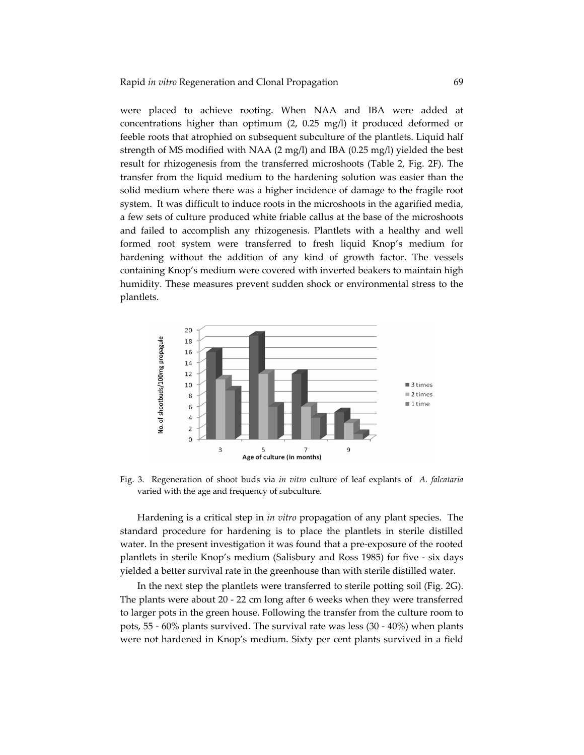were placed to achieve rooting. When NAA and IBA were added at concentrations higher than optimum (2, 0.25 mg/l) it produced deformed or feeble roots that atrophied on subsequent subculture of the plantlets. Liquid half strength of MS modified with NAA (2 mg/l) and IBA (0.25 mg/l) yielded the best result for rhizogenesis from the transferred microshoots (Table 2, Fig. 2F). The transfer from the liquid medium to the hardening solution was easier than the solid medium where there was a higher incidence of damage to the fragile root system. It was difficult to induce roots in the microshoots in the agarified media, a few sets of culture produced white friable callus at the base of the microshoots and failed to accomplish any rhizogenesis. Plantlets with a healthy and well formed root system were transferred to fresh liquid Knop's medium for hardening without the addition of any kind of growth factor. The vessels containing Knop's medium were covered with inverted beakers to maintain high humidity. These measures prevent sudden shock or environmental stress to the plantlets.

Fig. 3. Regeneration of shoot buds via *in vitro* culture of leaf explants of *A. falcataria* varied with the age and frequency of subculture.

Hardening is a critical step in *in vitro* propagation of any plant species. The standard procedure for hardening is to place the plantlets in sterile distilled water. In the present investigation it was found that a pre-exposure of the rooted plantlets in sterile Knop's medium (Salisbury and Ross 1985) for five - six days yielded a better survival rate in the greenhouse than with sterile distilled water.

In the next step the plantlets were transferred to sterile potting soil (Fig. 2G). The plants were about 20 - 22 cm long after 6 weeks when they were transferred to larger pots in the green house. Following the transfer from the culture room to pots, 55 - 60% plants survived. The survival rate was less (30 - 40%) when plants were not hardened in Knop's medium. Sixty per cent plants survived in a field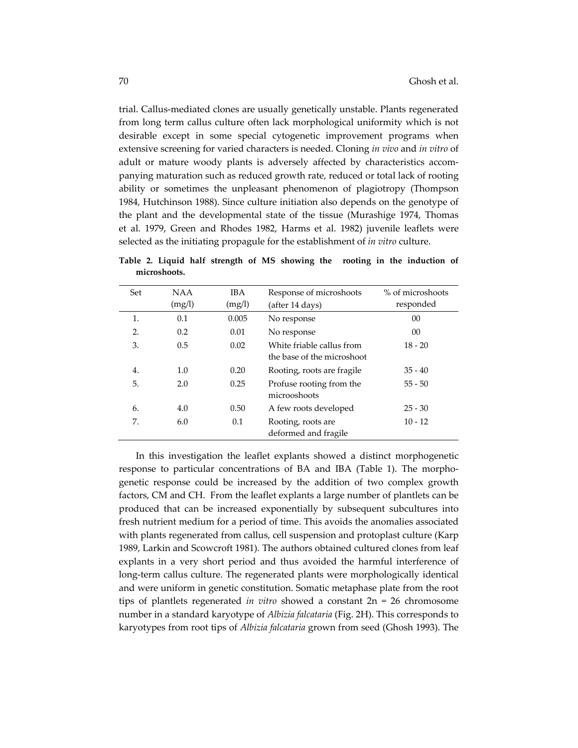trial. Callus-mediated clones are usually genetically unstable. Plants regenerated from long term callus culture often lack morphological uniformity which is not desirable except in some special cytogenetic improvement programs when extensive screening for varied characters is needed. Cloning *in vivo* and *in vitro* of adult or mature woody plants is adversely affected by characteristics accompanying maturation such as reduced growth rate, reduced or total lack of rooting ability or sometimes the unpleasant phenomenon of plagiotropy (Thompson 1984, Hutchinson 1988). Since culture initiation also depends on the genotype of the plant and the developmental state of the tissue (Murashige 1974, Thomas et al. 1979, Green and Rhodes 1982, Harms et al. 1982) juvenile leaflets were selected as the initiating propagule for the establishment of *in vitro* culture.

**Table 2. Liquid half strength of MS showing the rooting in the induction of microshoots.**

| Set | NAA (mg/l) | IBA (mg/l) | Response of microshoots (after 14 days) | % of microshoots responded |
|---|---|---|---|---|
| 1. | 0.1 | 0.005 | No response | 00 |
| 2. | 0.2 | 0.01 | No response | 00 |
| 3. | 0.5 | 0.02 | White friable callus from the base of the microshoot | 18 - 20 |
| 4. | 1.0 | 0.20 | Rooting, roots are fragile | 35 - 40 |
| 5. | 2.0 | 0.25 | Profuse rooting from the microoshoots | 55 - 50 |
| 6. | 4.0 | 0.50 | A few roots developed | 25 - 30 |
| 7. | 6.0 | 0.1 | Rooting, roots are deformed and fragile | 10 - 12 |

In this investigation the leaflet explants showed a distinct morphogenetic response to particular concentrations of BA and IBA (Table 1). The morphogenetic response could be increased by the addition of two complex growth factors, CM and CH. From the leaflet explants a large number of plantlets can be produced that can be increased exponentially by subsequent subcultures into fresh nutrient medium for a period of time. This avoids the anomalies associated with plants regenerated from callus, cell suspension and protoplast culture (Karp 1989, Larkin and Scowcroft 1981). The authors obtained cultured clones from leaf explants in a very short period and thus avoided the harmful interference of long-term callus culture. The regenerated plants were morphologically identical and were uniform in genetic constitution. Somatic metaphase plate from the root tips of plantlets regenerated *in vitro* showed a constant 2n = 26 chromosome number in a standard karyotype of *Albizia falcataria* (Fig. 2H). This corresponds to karyotypes from root tips of *Albizia falcataria* grown from seed (Ghosh 1993). The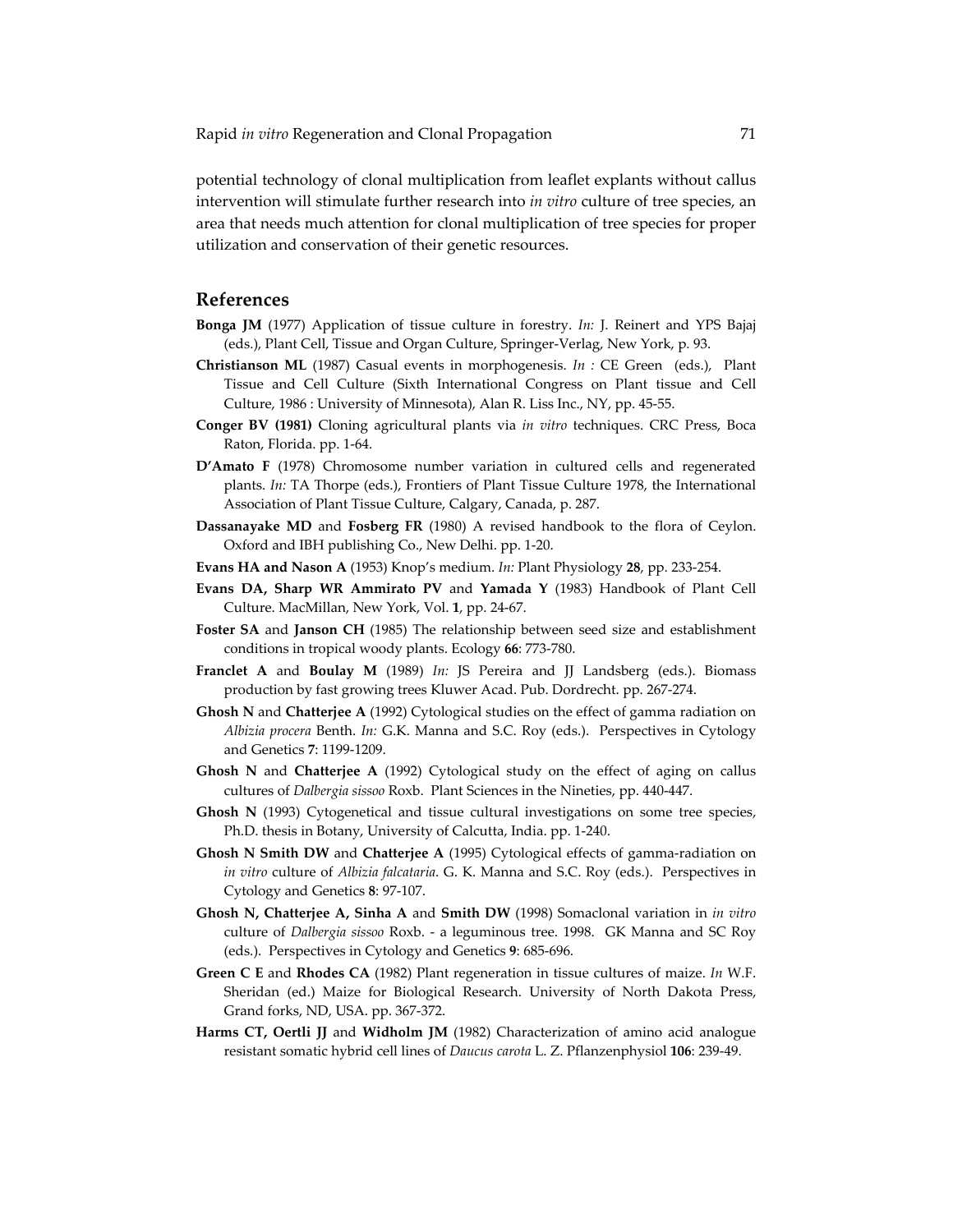potential technology of clonal multiplication from leaflet explants without callus intervention will stimulate further research into *in vitro* culture of tree species, an area that needs much attention for clonal multiplication of tree species for proper utilization and conservation of their genetic resources.

## References

**Bonga JM** (1977) Application of tissue culture in forestry. *In:* J. Reinert and YPS Bajaj (eds.), Plant Cell, Tissue and Organ Culture, Springer-Verlag, New York, p. 93.

**Christianson ML** (1987) Casual events in morphogenesis. *In :* CE Green (eds.), Plant Tissue and Cell Culture (Sixth International Congress on Plant tissue and Cell Culture, 1986 : University of Minnesota), Alan R. Liss Inc., NY, pp. 45-55.

**Conger BV (1981)** Cloning agricultural plants via *in vitro* techniques. CRC Press, Boca Raton, Florida. pp. 1-64.

**D'Amato F** (1978) Chromosome number variation in cultured cells and regenerated plants. *In:* TA Thorpe (eds.), Frontiers of Plant Tissue Culture 1978, the International Association of Plant Tissue Culture, Calgary, Canada, p. 287.

**Dassanayake MD** and **Fosberg FR** (1980) A revised handbook to the flora of Ceylon. Oxford and IBH publishing Co., New Delhi. pp. 1-20.

**Evans HA and Nason A** (1953) Knop's medium. *In:* Plant Physiology **28**, pp. 233-254.

**Evans DA, Sharp WR Ammirato PV** and **Yamada Y** (1983) Handbook of Plant Cell Culture. MacMillan, New York, Vol. **1**, pp. 24-67.

**Foster SA** and **Janson CH** (1985) The relationship between seed size and establishment conditions in tropical woody plants. Ecology **66**: 773-780.

**Franclet A** and **Boulay M** (1989) *In:* JS Pereira and JJ Landsberg (eds.). Biomass production by fast growing trees Kluwer Acad. Pub. Dordrecht. pp. 267-274.

**Ghosh N** and **Chatterjee A** (1992) Cytological studies on the effect of gamma radiation on *Albizia procera* Benth. *In:* G.K. Manna and S.C. Roy (eds.). Perspectives in Cytology and Genetics **7**: 1199-1209.

**Ghosh N** and **Chatterjee A** (1992) Cytological study on the effect of aging on callus cultures of *Dalbergia sissoo* Roxb. Plant Sciences in the Nineties, pp. 440-447.

**Ghosh N** (1993) Cytogenetical and tissue cultural investigations on some tree species, Ph.D. thesis in Botany, University of Calcutta, India. pp. 1-240.

**Ghosh N Smith DW** and **Chatterjee A** (1995) Cytological effects of gamma-radiation on *in vitro* culture of *Albizia falcataria*. G. K. Manna and S.C. Roy (eds.). Perspectives in Cytology and Genetics **8**: 97-107.

**Ghosh N, Chatterjee A, Sinha A** and **Smith DW** (1998) Somaclonal variation in *in vitro* culture of *Dalbergia sissoo* Roxb. - a leguminous tree. 1998. GK Manna and SC Roy (eds.). Perspectives in Cytology and Genetics **9**: 685-696.

**Green C E** and **Rhodes CA** (1982) Plant regeneration in tissue cultures of maize. *In* W.F. Sheridan (ed.) Maize for Biological Research. University of North Dakota Press, Grand forks, ND, USA. pp. 367-372.

**Harms CT, Oertli JJ** and **Widholm JM** (1982) Characterization of amino acid analogue resistant somatic hybrid cell lines of *Daucus carota* L. Z. Pflanzenphysiol **106**: 239-49.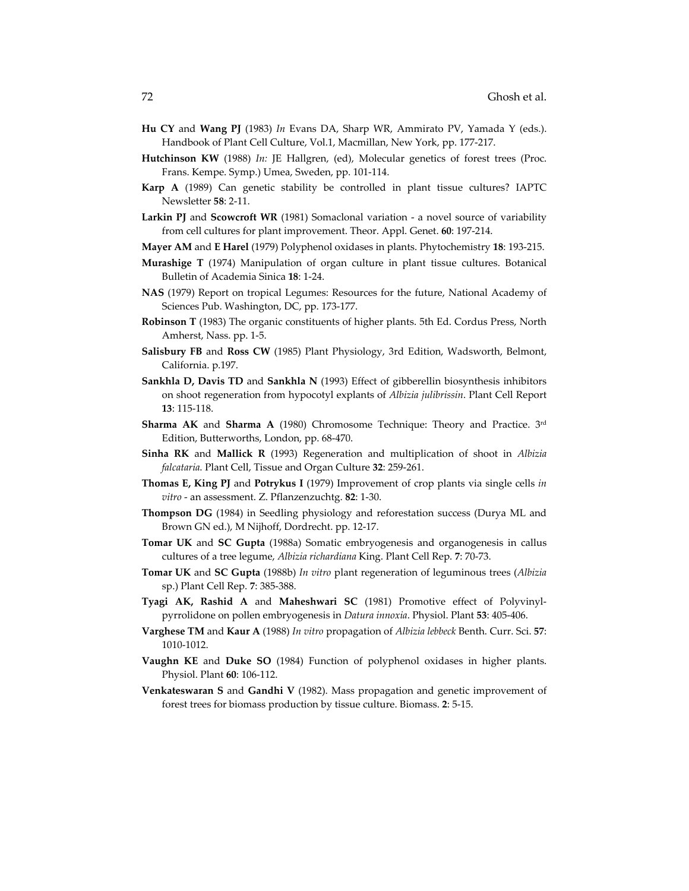**Hu CY** and **Wang PJ** (1983) *In* Evans DA, Sharp WR, Ammirato PV, Yamada Y (eds.). Handbook of Plant Cell Culture, Vol.1, Macmillan, New York, pp. 177-217.

**Hutchinson KW** (1988) *In:* JE Hallgren, (ed), Molecular genetics of forest trees (Proc. Frans. Kempe. Symp.) Umea, Sweden, pp. 101-114.

**Karp A** (1989) Can genetic stability be controlled in plant tissue cultures? IAPTC Newsletter **58**: 2-11.

**Larkin PJ** and **Scowcroft WR** (1981) Somaclonal variation - a novel source of variability from cell cultures for plant improvement. Theor. Appl. Genet. **60**: 197-214.

**Mayer AM** and **E Harel** (1979) Polyphenol oxidases in plants. Phytochemistry **18**: 193-215.

**Murashige T** (1974) Manipulation of organ culture in plant tissue cultures. Botanical Bulletin of Academia Sinica **18**: 1-24.

**NAS** (1979) Report on tropical Legumes: Resources for the future, National Academy of Sciences Pub. Washington, DC, pp. 173-177.

**Robinson T** (1983) The organic constituents of higher plants. 5th Ed. Cordus Press, North Amherst, Nass. pp. 1-5.

**Salisbury FB** and **Ross CW** (1985) Plant Physiology, 3rd Edition, Wadsworth, Belmont, California. p.197.

**Sankhla D, Davis TD** and **Sankhla N** (1993) Effect of gibberellin biosynthesis inhibitors on shoot regeneration from hypocotyl explants of *Albizia julibrissin*. Plant Cell Report **13**: 115-118.

**Sharma AK** and **Sharma A** (1980) Chromosome Technique: Theory and Practice. 3rd Edition, Butterworths, London, pp. 68-470.

**Sinha RK** and **Mallick R** (1993) Regeneration and multiplication of shoot in *Albizia falcataria*. Plant Cell, Tissue and Organ Culture **32**: 259-261.

**Thomas E, King PJ** and **Potrykus I** (1979) Improvement of crop plants via single cells *in vitro* - an assessment. Z. Pflanzenzuchtg. **82**: 1-30.

**Thompson DG** (1984) in Seedling physiology and reforestation success (Durya ML and Brown GN ed.), M Nijhoff, Dordrecht. pp. 12-17.

**Tomar UK** and **SC Gupta** (1988a) Somatic embryogenesis and organogenesis in callus cultures of a tree legume, *Albizia richardiana* King. Plant Cell Rep. **7**: 70-73.

**Tomar UK** and **SC Gupta** (1988b) *In vitro* plant regeneration of leguminous trees (*Albizia* sp.) Plant Cell Rep. **7**: 385-388.

**Tyagi AK, Rashid A** and **Maheshwari SC** (1981) Promotive effect of Polyvinyl-pyrrolidone on pollen embryogenesis in *Datura innoxia*. Physiol. Plant **53**: 405-406.

**Varghese TM** and **Kaur A** (1988) *In vitro* propagation of *Albizia lebbeck* Benth. Curr. Sci. **57**: 1010-1012.

**Vaughn KE** and **Duke SO** (1984) Function of polyphenol oxidases in higher plants. Physiol. Plant **60**: 106-112.

**Venkateswaran S** and **Gandhi V** (1982). Mass propagation and genetic improvement of forest trees for biomass production by tissue culture. Biomass. **2**: 5-15.